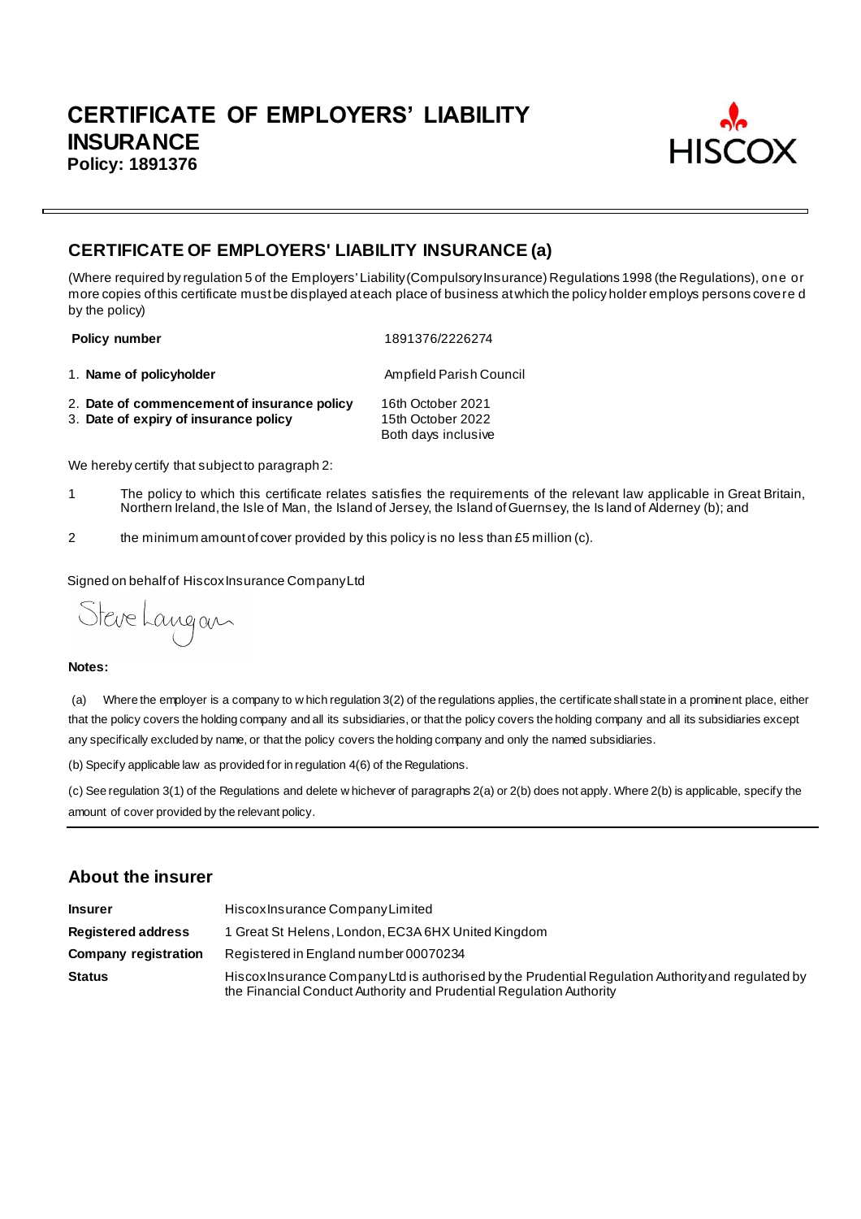# CERTIFICATE OF EMPLOYERS' LIABILITY INSURANCE

**Policy: 1891376**

HISCOX

## CERTIFICATE OF EMPLOYERS' LIABILITY INSURANCE (a)

(Where required by regulation 5 of the Employers' Liability (Compulsory Insurance) Regulations 1998 (the Regulations), one or more copies of this certificate must be displayed at each place of business at which the policy holder employs persons covered by the policy)

| | |
|---|---|
| **Policy number** | 1891376/2226274 |
| 1. **Name of policyholder** | Ampfield Parish Council |
| 2. **Date of commencement of insurance policy** | 16th October 2021 |
| 3. **Date of expiry of insurance policy** | 15th October 2022<br>Both days inclusive |

We hereby certify that subject to paragraph 2:

1 The policy to which this certificate relates satisfies the requirements of the relevant law applicable in Great Britain, Northern Ireland, the Isle of Man, the Island of Jersey, the Island of Guernsey, the Island of Alderney (b); and

2 the minimum amount of cover provided by this policy is no less than £5 million (c).

Signed on behalf of Hiscox Insurance Company Ltd

Steve Langan

**Notes:**

(a) Where the employer is a company to which regulation 3(2) of the regulations applies, the certificate shall state in a prominent place, either that the policy covers the holding company and all its subsidiaries, or that the policy covers the holding company and all its subsidiaries except any specifically excluded by name, or that the policy covers the holding company and only the named subsidiaries.

(b) Specify applicable law as provided for in regulation 4(6) of the Regulations.

(c) See regulation 3(1) of the Regulations and delete whichever of paragraphs 2(a) or 2(b) does not apply. Where 2(b) is applicable, specify the amount of cover provided by the relevant policy.

## About the insurer

| | |
|---|---|
| **Insurer** | Hiscox Insurance Company Limited |
| **Registered address** | 1 Great St Helens, London, EC3A 6HX United Kingdom |
| **Company registration** | Registered in England number 00070234 |
| **Status** | Hiscox Insurance Company Ltd is authorised by the Prudential Regulation Authority and regulated by the Financial Conduct Authority and Prudential Regulation Authority |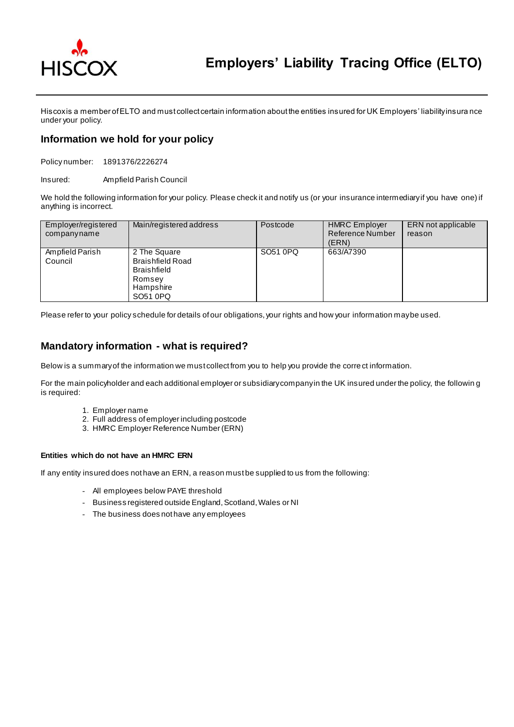# Employers' Liability Tracing Office (ELTO)

Hiscox is a member of ELTO and must collect certain information about the entities insured for UK Employers' liability insurance under your policy.

## Information we hold for your policy

Policy number: 1891376/2226274

Insured: Ampfield Parish Council

We hold the following information for your policy. Please check it and notify us (or your insurance intermediary if you have one) if anything is incorrect.

| Employer/registered company name | Main/registered address | Postcode | HMRC Employer Reference Number (ERN) | ERN not applicable reason |
|---|---|---|---|---|
| Ampfield Parish Council | 2 The Square<br>Braishfield Road<br>Braishfield<br>Romsey<br>Hampshire<br>SO51 0PQ | SO51 0PQ | 663/A7390 | |

Please refer to your policy schedule for details of our obligations, your rights and how your information may be used.

## Mandatory information - what is required?

Below is a summary of the information we must collect from you to help you provide the correct information.

For the main policyholder and each additional employer or subsidiary company in the UK insured under the policy, the following is required:

1. Employer name
2. Full address of employer including postcode
3. HMRC Employer Reference Number (ERN)

#### Entities which do not have an HMRC ERN

If any entity insured does not have an ERN, a reason must be supplied to us from the following:

- All employees below PAYE threshold
- Business registered outside England, Scotland, Wales or NI
- The business does not have any employees